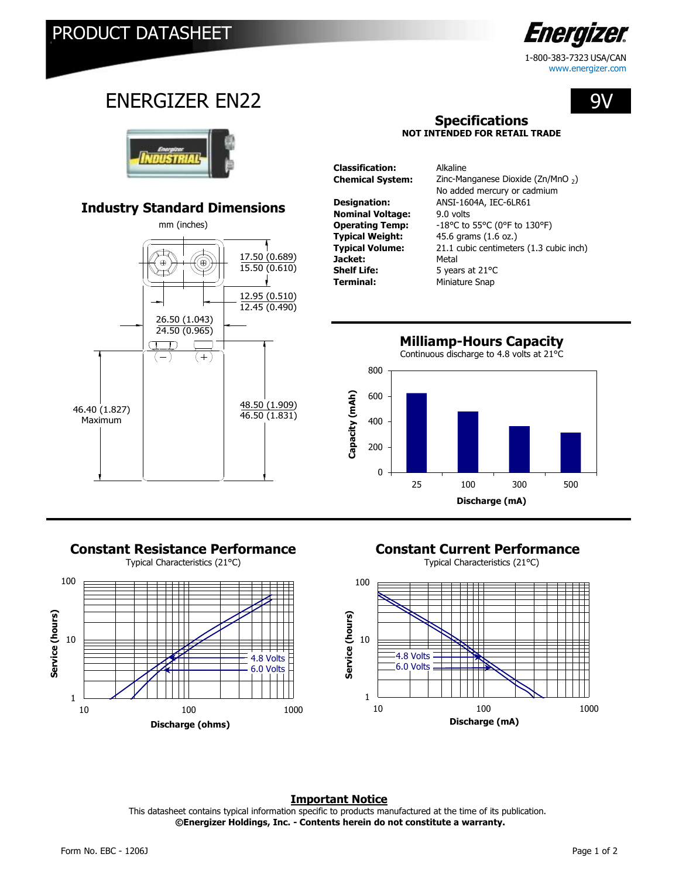# PRODUCT DATASHEET

Energizer

1-800-383-7323 USA/CAN
www.energizer.com

# ENERGIZER EN22

9V

## Specifications

**NOT INTENDED FOR RETAIL TRADE**

| | |
|---|---|
| **Classification:** | Alkaline |
| **Chemical System:** | Zinc-Manganese Dioxide (Zn/$MnO_2$) No added mercury or cadmium |
| **Designation:** | ANSI-1604A, IEC-6LR61 |
| **Nominal Voltage:** | 9.0 volts |
| **Operating Temp:** | -18°C to 55°C (0°F to 130°F) |
| **Typical Weight:** | 45.6 grams (1.6 oz.) |
| **Typical Volume:** | 21.1 cubic centimeters (1.3 cubic inch) |
| **Jacket:** | Metal |
| **Shelf Life:** | 5 years at 21°C |
| **Terminal:** | Miniature Snap |

## Industry Standard Dimensions

mm (inches)

- 17.50 (0.689) / 15.50 (0.610)
- 12.95 (0.510) / 12.45 (0.490)
- 26.50 (1.043) / 24.50 (0.965)
- 46.40 (1.827) Maximum
- 48.50 (1.909) / 46.50 (1.831)

## Milliamp-Hours Capacity

Continuous discharge to 4.8 volts at 21°C

Capacity (mAh) vs. Discharge (mA): 25, 100, 300, 500

## Constant Resistance Performance

Typical Characteristics (21°C)

Service (hours) vs. Discharge (ohms); curves: 4.8 Volts, 6.0 Volts

## Constant Current Performance

Typical Characteristics (21°C)

Service (hours) vs. Discharge (mA); curves: 4.8 Volts, 6.0 Volts

**Important Notice**

This datasheet contains typical information specific to products manufactured at the time of its publication.
**©Energizer Holdings, Inc. - Contents herein do not constitute a warranty.**

Form No. EBC - 1206J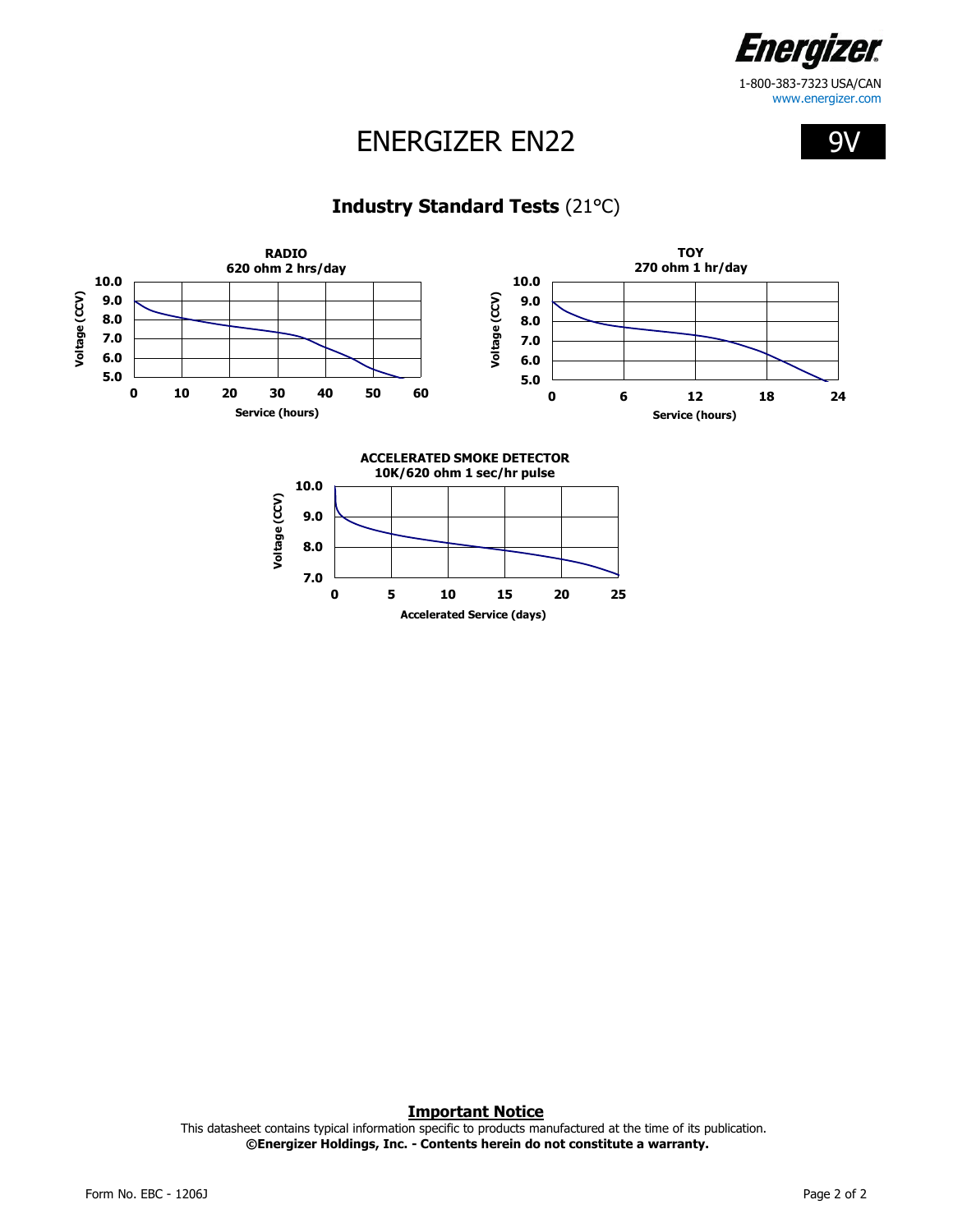Energizer

1-800-383-7323 USA/CAN
www.energizer.com

# ENERGIZER EN22

9V

## **Industry Standard Tests** (21°C)

RADIO
620 ohm 2 hrs/day
Voltage (CCV)
10.0
9.0
8.0
7.0
6.0
5.0
0 10 20 30 40 50 60
Service (hours)

TOY
270 ohm 1 hr/day
Voltage (CCV)
10.0
9.0
8.0
7.0
6.0
5.0
0 6 12 18 24
Service (hours)

ACCELERATED SMOKE DETECTOR
10K/620 ohm 1 sec/hr pulse
Voltage (CCV)
10.0
9.0
8.0
7.0
0 5 10 15 20 25
Accelerated Service (days)

**Important Notice**

This datasheet contains typical information specific to products manufactured at the time of its publication.
**©Energizer Holdings, Inc. - Contents herein do not constitute a warranty.**

Form No. EBC - 1206J